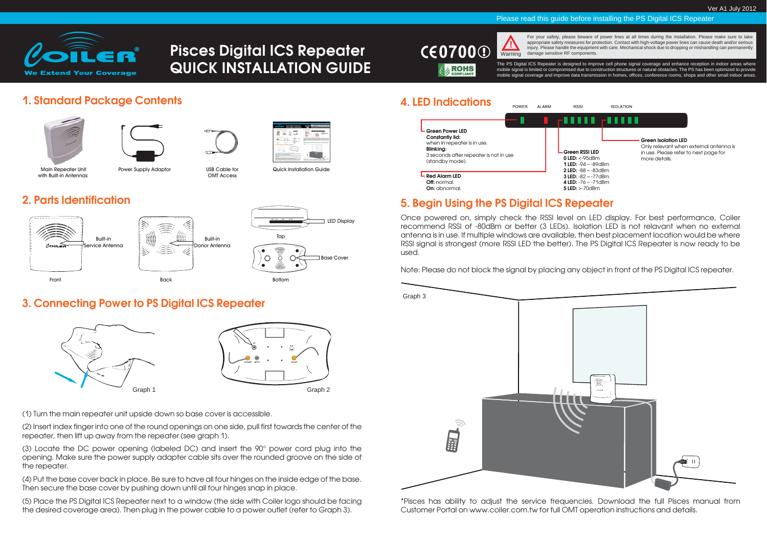Ver A1 July 2012

Please read this guide before installing the PS Digital ICS Repeater

Coiler® We Extend Your Coverage

# Pisces Digital ICS Repeater QUICK INSTALLATION GUIDE

CE0700 ROHS COMPLIANT

Warning: For your safety, please beware of power lines at all times during the installation. Please make sure to take appropriate safety measures for protection. Contact with high-voltage power lines can cause death and/or serious injury. Please handle the equipment with care. Mechanical shock due to dropping or mishandling can permanently damage sensitive RF components.

The PS Digital ICS Repeater is designed to improve cell phone signal coverage and enhance reception in indoor areas where mobile signal is limited or compromised due to construction structures or natural obstacles. The PS has been optimized to provide mobile signal coverage and improve data transmission in homes, offices, conference rooms, shops and other small indoor areas.

## 1. Standard Package Contents

- Main Repeater Unit with Built-in Antennas
- Power Supply Adaptor
- USB Cable for OMT Access
- Quick Installation Guide

## 2. Parts Identification

- Front: Built-in Service Antenna
- Back: Built-in Donor Antenna
- Top: LED Display
- Bottom: Base Cover

## 3. Connecting Power to PS Digital ICS Repeater

Graph 1

Graph 2

(1) Turn the main repeater unit upside down so base cover is accessible.

(2) Insert index finger into one of the round openings on one side, pull first towards the center of the repeater, then lift up away from the repeater (see graph 1).

(3) Locate the DC power opening (labeled DC) and insert the 90° power cord plug into the opening. Make sure the power supply adapter cable sits over the rounded groove on the side of the repeater.

(4) Put the base cover back in place. Be sure to have all four hinges on the inside edge of the base. Then secure the base cover by pushing down until all four hinges snap in place.

(5) Place the PS Digital ICS Repeater next to a window (the side with Coiler logo should be facing the desired coverage area). Then plug in the power cable to a power outlet (refer to Graph 3).

## 4. LED Indications

POWER ALARM RSSI ISOLATION

**Green Power LED**
**Constantly lid:** when in repeater is in use.
**Blinking:** 3 seconds after repeater is not in use (standby mode).

**Red Alarm LED**
**Off:** normal.
**On:** abnormal.

**Green RSSI LED**
**0 LED:** <-95dBm
**1 LED:** -94 ~ -89dBm
**2 LED:** -88 ~ -83dBm
**3 LED:** -82 ~ -77dBm
**4 LED:** -76 ~ -71dBm
**5 LED:** >-70dBm

**Green Isolation LED**
Only relevant when external antenna is in use. Please refer to next page for more details.

## 5. Begin Using the PS Digital ICS Repeater

Once powered on, simply check the RSSI level on LED display. For best performance, Coiler recommend RSSI of -80dBm or better (3 LEDs). Isolation LED is not relavant when no external antenna is in use. If multiple windows are available, then best placement location would be where RSSI signal is strongest (more RSSI LED the better). The PS Digital ICS Repeater is now ready to be used.

Note: Please do not block the signal by placing any object in front of the PS Digital ICS repeater.

Graph 3

*Pisces has ability to adjust the service frequencies. Download the full Pisces manual from Customer Portal on www.coiler.com.tw for full OMT operation instructions and details.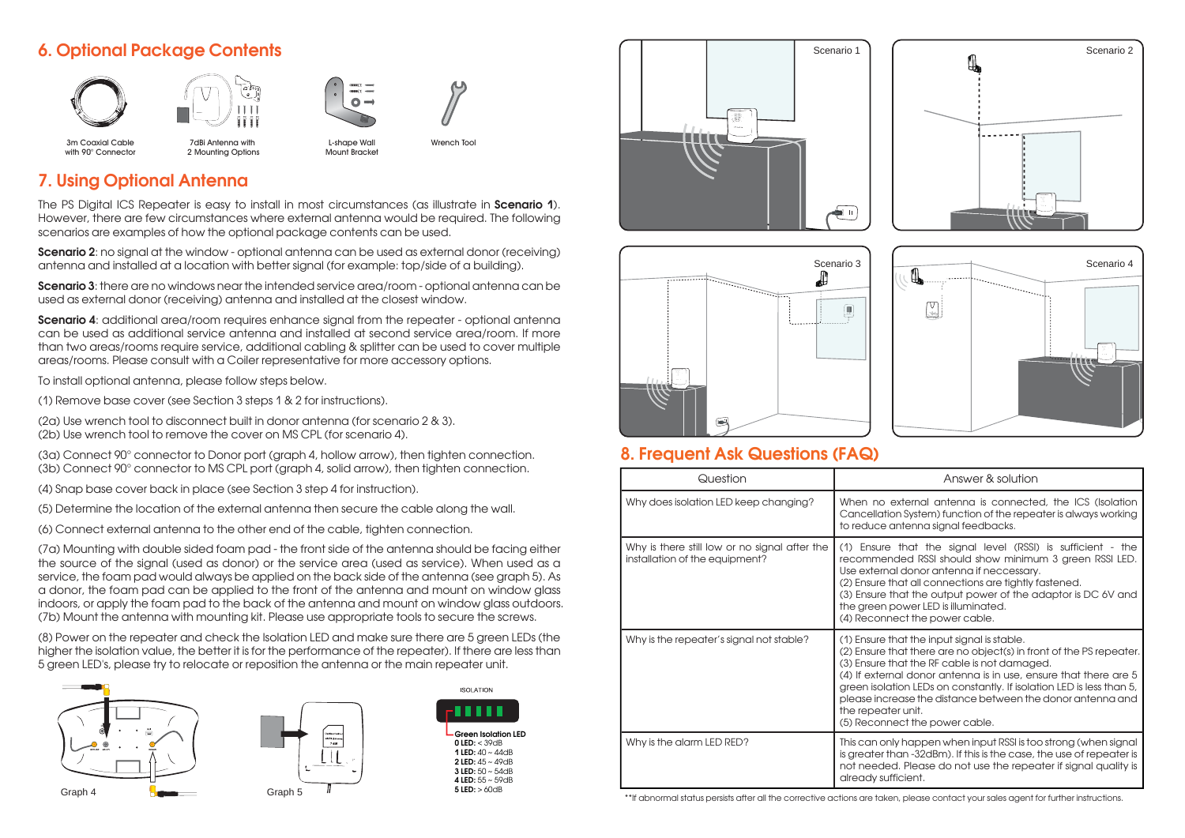## 6. Optional Package Contents

3m Coaxial Cable with 90° Connector

7dBi Antenna with 2 Mounting Options

L-shape Wall Mount Bracket

Wrench Tool

## 7. Using Optional Antenna

The PS Digital ICS Repeater is easy to install in most circumstances (as illustrate in **Scenario 1**). However, there are few circumstances where external antenna would be required. The following scenarios are examples of how the optional package contents can be used.

**Scenario 2**: no signal at the window - optional antenna can be used as external donor (receiving) antenna and installed at a location with better signal (for example: top/side of a building).

**Scenario 3**: there are no windows near the intended service area/room - optional antenna can be used as external donor (receiving) antenna and installed at the closest window.

**Scenario 4**: additional area/room requires enhance signal from the repeater - optional antenna can be used as additional service antenna and installed at second service area/room. If more than two areas/rooms require service, additional cabling & splitter can be used to cover multiple areas/rooms. Please consult with a Coiler representative for more accessory options.

To install optional antenna, please follow steps below.

(1) Remove base cover (see Section 3 steps 1 & 2 for instructions).

(2a) Use wrench tool to disconnect built in donor antenna (for scenario 2 & 3).
(2b) Use wrench tool to remove the cover on MS CPL (for scenario 4).

(3a) Connect 90° connector to Donor port (graph 4, hollow arrow), then tighten connection.
(3b) Connect 90° connector to MS CPL port (graph 4, solid arrow), then tighten connection.

(4) Snap base cover back in place (see Section 3 step 4 for instruction).

(5) Determine the location of the external antenna then secure the cable along the wall.

(6) Connect external antenna to the other end of the cable, tighten connection.

(7a) Mounting with double sided foam pad - the front side of the antenna should be facing either the source of the signal (used as donor) or the service area (used as service). When used as a service, the foam pad would always be applied on the back side of the antenna (see graph 5). As a donor, the foam pad can be applied to the front of the antenna and mount on window glass indoors, or apply the foam pad to the back of the antenna and mount on window glass outdoors.
(7b) Mount the antenna with mounting kit. Please use appropriate tools to secure the screws.

(8) Power on the repeater and check the Isolation LED and make sure there are 5 green LEDs (the higher the isolation value, the better it is for the performance of the repeater). If there are less than 5 green LED's, please try to relocate or reposition the antenna or the main repeater unit.

Graph 4

Graph 5

ISOLATION

**Green Isolation LED**
**0 LED:** < 39dB
**1 LED:** 40 ~ 44dB
**2 LED:** 45 ~ 49dB
**3 LED:** 50 ~ 54dB
**4 LED:** 55 ~ 59dB
**5 LED:** > 60dB

Scenario 1

Scenario 2

Scenario 3

Scenario 4

## 8. Frequent Ask Questions (FAQ)

| Question | Answer & solution |
|---|---|
| Why does isolation LED keep changing? | When no external antenna is connected, the ICS (Isolation Cancellation System) function of the repeater is always working to reduce antenna signal feedbacks. |
| Why is there still low or no signal after the installation of the equipment? | (1) Ensure that the signal level (RSSI) is sufficient - the recommended RSSI should show minimum 3 green RSSI LED. Use external donor antenna if neccessary.<br>(2) Ensure that all connections are tightly fastened.<br>(3) Ensure that the output power of the adaptor is DC 6V and the green power LED is illuminated.<br>(4) Reconnect the power cable. |
| Why is the repeater's signal not stable? | (1) Ensure that the input signal is stable.<br>(2) Ensure that there are no object(s) in front of the PS repeater.<br>(3) Ensure that the RF cable is not damaged.<br>(4) If external donor antenna is in use, ensure that there are 5 green isolation LEDs on constantly. If isolation LED is less than 5, please increase the distance between the donor antenna and the repeater unit.<br>(5) Reconnect the power cable. |
| Why is the alarm LED RED? | This can only happen when input RSSI is too strong (when signal is greater than -32dBm). If this is the case, the use of repeater is not needed. Please do not use the repeater if signal quality is already sufficient. |

**If abnormal status persists after all the corrective actions are taken, please contact your sales agent for further instructions.